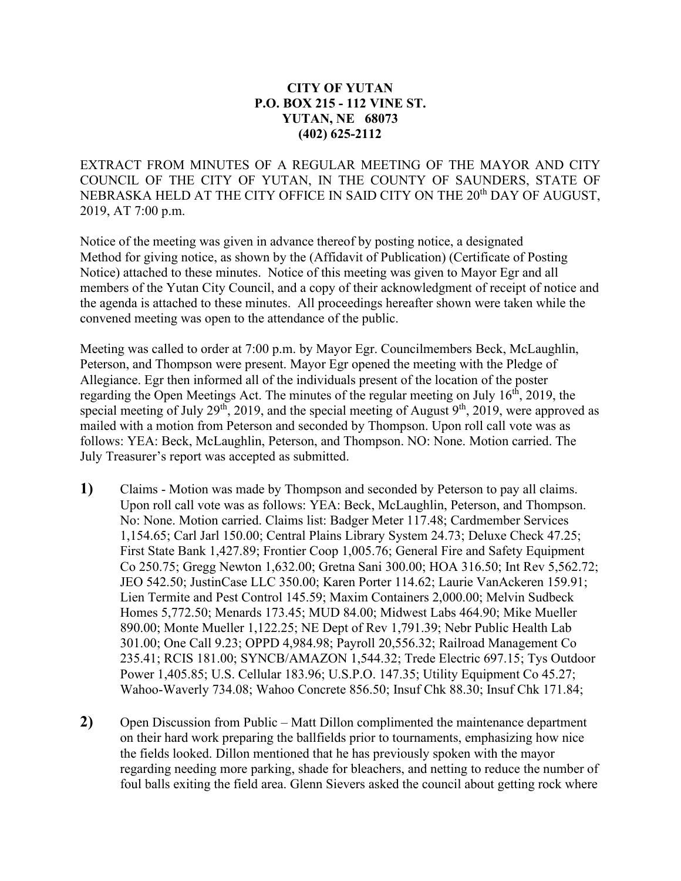**CITY OF YUTAN**
**P.O. BOX 215 - 112 VINE ST.**
**YUTAN, NE 68073**
**(402) 625-2112**

EXTRACT FROM MINUTES OF A REGULAR MEETING OF THE MAYOR AND CITY COUNCIL OF THE CITY OF YUTAN, IN THE COUNTY OF SAUNDERS, STATE OF NEBRASKA HELD AT THE CITY OFFICE IN SAID CITY ON THE 20th DAY OF AUGUST, 2019, AT 7:00 p.m.

Notice of the meeting was given in advance thereof by posting notice, a designated Method for giving notice, as shown by the (Affidavit of Publication) (Certificate of Posting Notice) attached to these minutes. Notice of this meeting was given to Mayor Egr and all members of the Yutan City Council, and a copy of their acknowledgment of receipt of notice and the agenda is attached to these minutes. All proceedings hereafter shown were taken while the convened meeting was open to the attendance of the public.

Meeting was called to order at 7:00 p.m. by Mayor Egr. Councilmembers Beck, McLaughlin, Peterson, and Thompson were present. Mayor Egr opened the meeting with the Pledge of Allegiance. Egr then informed all of the individuals present of the location of the poster regarding the Open Meetings Act. The minutes of the regular meeting on July 16th, 2019, the special meeting of July 29th, 2019, and the special meeting of August 9th, 2019, were approved as mailed with a motion from Peterson and seconded by Thompson. Upon roll call vote was as follows: YEA: Beck, McLaughlin, Peterson, and Thompson. NO: None. Motion carried. The July Treasurer's report was accepted as submitted.

**1)** Claims - Motion was made by Thompson and seconded by Peterson to pay all claims. Upon roll call vote was as follows: YEA: Beck, McLaughlin, Peterson, and Thompson. No: None. Motion carried. Claims list: Badger Meter 117.48; Cardmember Services 1,154.65; Carl Jarl 150.00; Central Plains Library System 24.73; Deluxe Check 47.25; First State Bank 1,427.89; Frontier Coop 1,005.76; General Fire and Safety Equipment Co 250.75; Gregg Newton 1,632.00; Gretna Sani 300.00; HOA 316.50; Int Rev 5,562.72; JEO 542.50; JustinCase LLC 350.00; Karen Porter 114.62; Laurie VanAckeren 159.91; Lien Termite and Pest Control 145.59; Maxim Containers 2,000.00; Melvin Sudbeck Homes 5,772.50; Menards 173.45; MUD 84.00; Midwest Labs 464.90; Mike Mueller 890.00; Monte Mueller 1,122.25; NE Dept of Rev 1,791.39; Nebr Public Health Lab 301.00; One Call 9.23; OPPD 4,984.98; Payroll 20,556.32; Railroad Management Co 235.41; RCIS 181.00; SYNCB/AMAZON 1,544.32; Trede Electric 697.15; Tys Outdoor Power 1,405.85; U.S. Cellular 183.96; U.S.P.O. 147.35; Utility Equipment Co 45.27; Wahoo-Waverly 734.08; Wahoo Concrete 856.50; Insuf Chk 88.30; Insuf Chk 171.84;

**2)** Open Discussion from Public – Matt Dillon complimented the maintenance department on their hard work preparing the ballfields prior to tournaments, emphasizing how nice the fields looked. Dillon mentioned that he has previously spoken with the mayor regarding needing more parking, shade for bleachers, and netting to reduce the number of foul balls exiting the field area. Glenn Sievers asked the council about getting rock where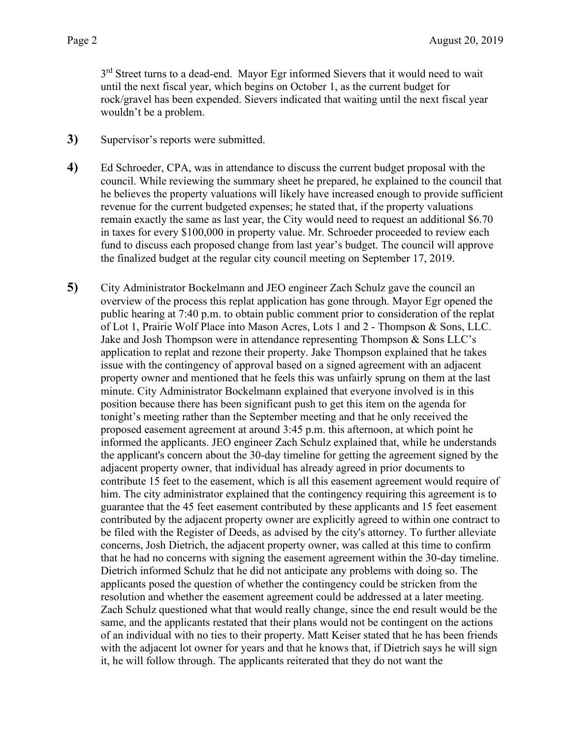3rd Street turns to a dead-end. Mayor Egr informed Sievers that it would need to wait until the next fiscal year, which begins on October 1, as the current budget for rock/gravel has been expended. Sievers indicated that waiting until the next fiscal year wouldn't be a problem.

**3)** Supervisor's reports were submitted.

**4)** Ed Schroeder, CPA, was in attendance to discuss the current budget proposal with the council. While reviewing the summary sheet he prepared, he explained to the council that he believes the property valuations will likely have increased enough to provide sufficient revenue for the current budgeted expenses; he stated that, if the property valuations remain exactly the same as last year, the City would need to request an additional $6.70 in taxes for every $100,000 in property value. Mr. Schroeder proceeded to review each fund to discuss each proposed change from last year's budget. The council will approve the finalized budget at the regular city council meeting on September 17, 2019.

**5)** City Administrator Bockelmann and JEO engineer Zach Schulz gave the council an overview of the process this replat application has gone through. Mayor Egr opened the public hearing at 7:40 p.m. to obtain public comment prior to consideration of the replat of Lot 1, Prairie Wolf Place into Mason Acres, Lots 1 and 2 - Thompson & Sons, LLC. Jake and Josh Thompson were in attendance representing Thompson & Sons LLC's application to replat and rezone their property. Jake Thompson explained that he takes issue with the contingency of approval based on a signed agreement with an adjacent property owner and mentioned that he feels this was unfairly sprung on them at the last minute. City Administrator Bockelmann explained that everyone involved is in this position because there has been significant push to get this item on the agenda for tonight's meeting rather than the September meeting and that he only received the proposed easement agreement at around 3:45 p.m. this afternoon, at which point he informed the applicants. JEO engineer Zach Schulz explained that, while he understands the applicant's concern about the 30-day timeline for getting the agreement signed by the adjacent property owner, that individual has already agreed in prior documents to contribute 15 feet to the easement, which is all this easement agreement would require of him. The city administrator explained that the contingency requiring this agreement is to guarantee that the 45 feet easement contributed by these applicants and 15 feet easement contributed by the adjacent property owner are explicitly agreed to within one contract to be filed with the Register of Deeds, as advised by the city's attorney. To further alleviate concerns, Josh Dietrich, the adjacent property owner, was called at this time to confirm that he had no concerns with signing the easement agreement within the 30-day timeline. Dietrich informed Schulz that he did not anticipate any problems with doing so. The applicants posed the question of whether the contingency could be stricken from the resolution and whether the easement agreement could be addressed at a later meeting. Zach Schulz questioned what that would really change, since the end result would be the same, and the applicants restated that their plans would not be contingent on the actions of an individual with no ties to their property. Matt Keiser stated that he has been friends with the adjacent lot owner for years and that he knows that, if Dietrich says he will sign it, he will follow through. The applicants reiterated that they do not want the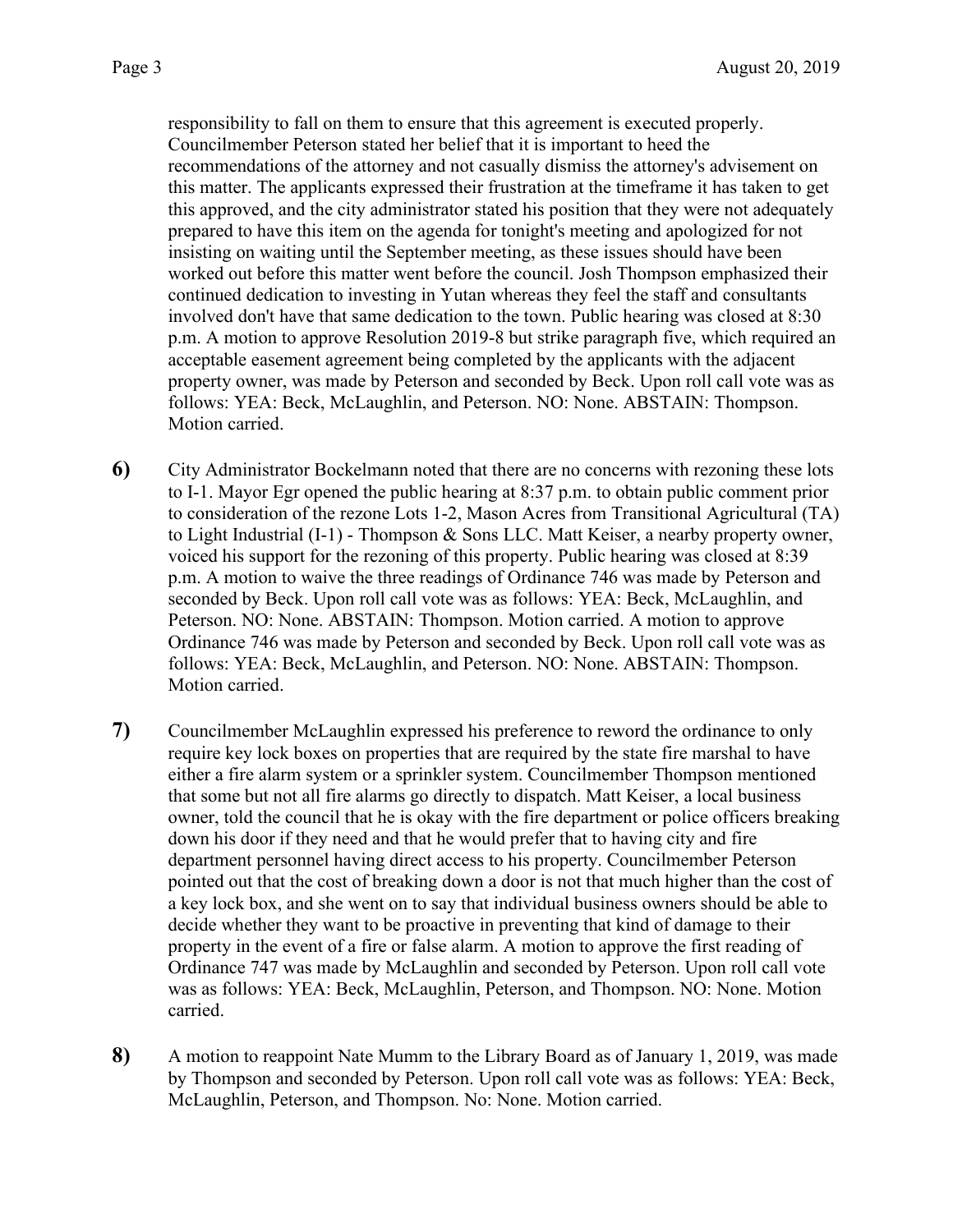responsibility to fall on them to ensure that this agreement is executed properly. Councilmember Peterson stated her belief that it is important to heed the recommendations of the attorney and not casually dismiss the attorney's advisement on this matter. The applicants expressed their frustration at the timeframe it has taken to get this approved, and the city administrator stated his position that they were not adequately prepared to have this item on the agenda for tonight's meeting and apologized for not insisting on waiting until the September meeting, as these issues should have been worked out before this matter went before the council. Josh Thompson emphasized their continued dedication to investing in Yutan whereas they feel the staff and consultants involved don't have that same dedication to the town. Public hearing was closed at 8:30 p.m. A motion to approve Resolution 2019-8 but strike paragraph five, which required an acceptable easement agreement being completed by the applicants with the adjacent property owner, was made by Peterson and seconded by Beck. Upon roll call vote was as follows: YEA: Beck, McLaughlin, and Peterson. NO: None. ABSTAIN: Thompson. Motion carried.

**6)** City Administrator Bockelmann noted that there are no concerns with rezoning these lots to I-1. Mayor Egr opened the public hearing at 8:37 p.m. to obtain public comment prior to consideration of the rezone Lots 1-2, Mason Acres from Transitional Agricultural (TA) to Light Industrial (I-1) - Thompson & Sons LLC. Matt Keiser, a nearby property owner, voiced his support for the rezoning of this property. Public hearing was closed at 8:39 p.m. A motion to waive the three readings of Ordinance 746 was made by Peterson and seconded by Beck. Upon roll call vote was as follows: YEA: Beck, McLaughlin, and Peterson. NO: None. ABSTAIN: Thompson. Motion carried. A motion to approve Ordinance 746 was made by Peterson and seconded by Beck. Upon roll call vote was as follows: YEA: Beck, McLaughlin, and Peterson. NO: None. ABSTAIN: Thompson. Motion carried.

**7)** Councilmember McLaughlin expressed his preference to reword the ordinance to only require key lock boxes on properties that are required by the state fire marshal to have either a fire alarm system or a sprinkler system. Councilmember Thompson mentioned that some but not all fire alarms go directly to dispatch. Matt Keiser, a local business owner, told the council that he is okay with the fire department or police officers breaking down his door if they need and that he would prefer that to having city and fire department personnel having direct access to his property. Councilmember Peterson pointed out that the cost of breaking down a door is not that much higher than the cost of a key lock box, and she went on to say that individual business owners should be able to decide whether they want to be proactive in preventing that kind of damage to their property in the event of a fire or false alarm. A motion to approve the first reading of Ordinance 747 was made by McLaughlin and seconded by Peterson. Upon roll call vote was as follows: YEA: Beck, McLaughlin, Peterson, and Thompson. NO: None. Motion carried.

**8)** A motion to reappoint Nate Mumm to the Library Board as of January 1, 2019, was made by Thompson and seconded by Peterson. Upon roll call vote was as follows: YEA: Beck, McLaughlin, Peterson, and Thompson. No: None. Motion carried.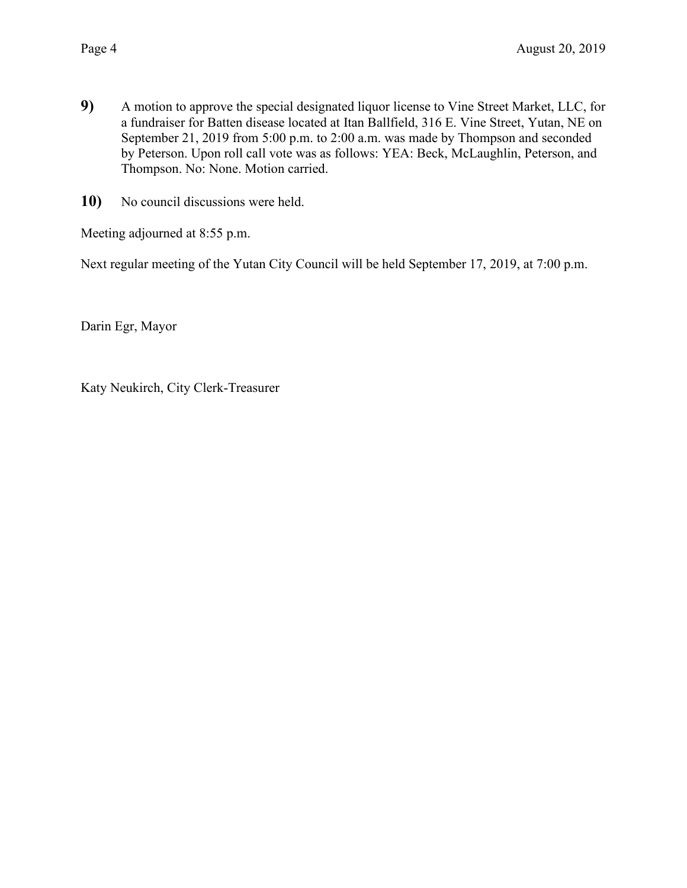**9)** A motion to approve the special designated liquor license to Vine Street Market, LLC, for a fundraiser for Batten disease located at Itan Ballfield, 316 E. Vine Street, Yutan, NE on September 21, 2019 from 5:00 p.m. to 2:00 a.m. was made by Thompson and seconded by Peterson. Upon roll call vote was as follows: YEA: Beck, McLaughlin, Peterson, and Thompson. No: None. Motion carried.

**10)** No council discussions were held.

Meeting adjourned at 8:55 p.m.

Next regular meeting of the Yutan City Council will be held September 17, 2019, at 7:00 p.m.

Darin Egr, Mayor

Katy Neukirch, City Clerk-Treasurer